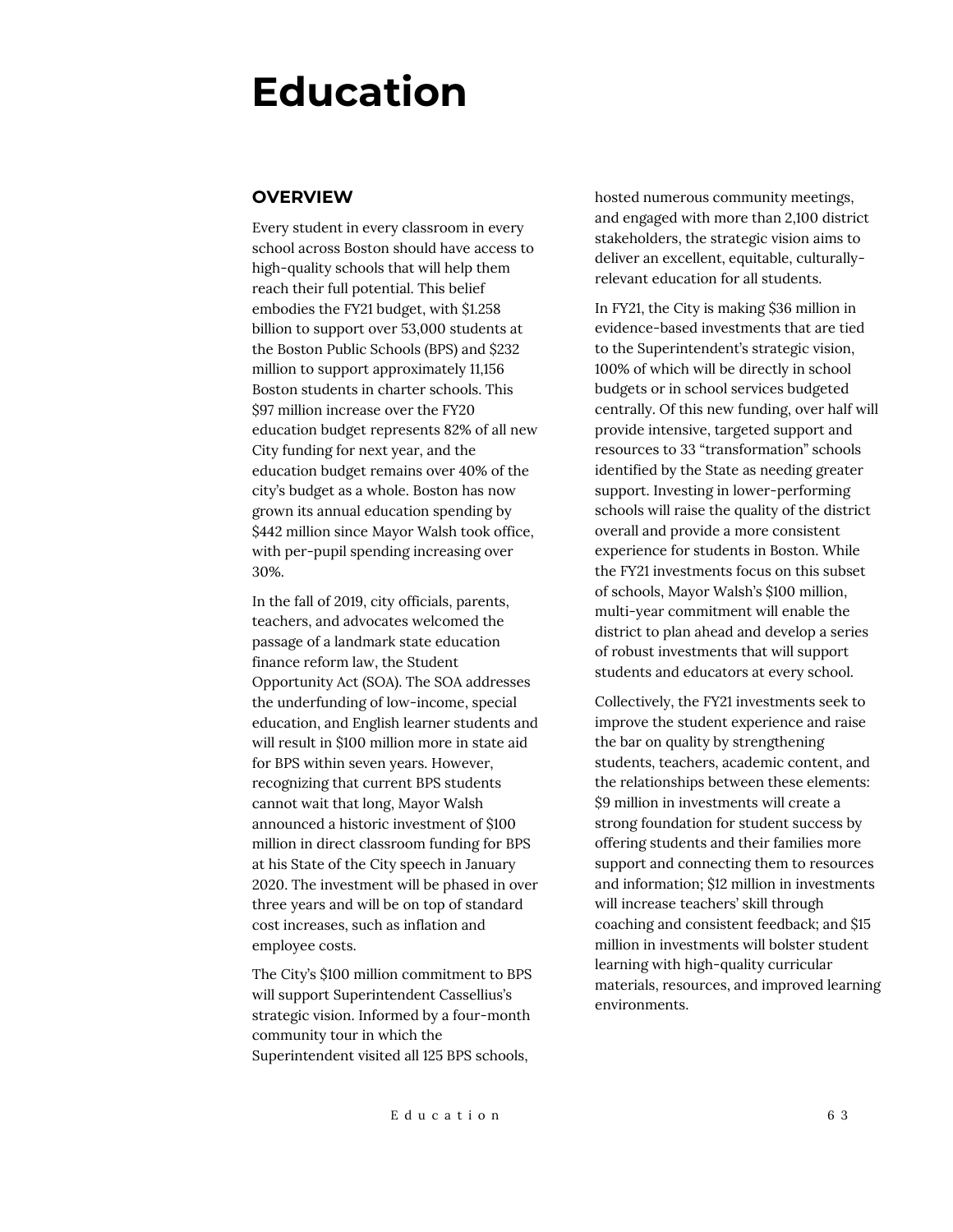# Education

## OVERVIEW

Every student in every classroom in every school across Boston should have access to high-quality schools that will help them reach their full potential. This belief embodies the FY21 budget, with $1.258 billion to support over 53,000 students at the Boston Public Schools (BPS) and $232 million to support approximately 11,156 Boston students in charter schools. This $97 million increase over the FY20 education budget represents 82% of all new City funding for next year, and the education budget remains over 40% of the city's budget as a whole. Boston has now grown its annual education spending by $442 million since Mayor Walsh took office, with per-pupil spending increasing over 30%.

In the fall of 2019, city officials, parents, teachers, and advocates welcomed the passage of a landmark state education finance reform law, the Student Opportunity Act (SOA). The SOA addresses the underfunding of low-income, special education, and English learner students and will result in $100 million more in state aid for BPS within seven years. However, recognizing that current BPS students cannot wait that long, Mayor Walsh announced a historic investment of $100 million in direct classroom funding for BPS at his State of the City speech in January 2020. The investment will be phased in over three years and will be on top of standard cost increases, such as inflation and employee costs.

The City's $100 million commitment to BPS will support Superintendent Cassellius's strategic vision. Informed by a four-month community tour in which the Superintendent visited all 125 BPS schools, hosted numerous community meetings, and engaged with more than 2,100 district stakeholders, the strategic vision aims to deliver an excellent, equitable, culturally-relevant education for all students.

In FY21, the City is making $36 million in evidence-based investments that are tied to the Superintendent's strategic vision, 100% of which will be directly in school budgets or in school services budgeted centrally. Of this new funding, over half will provide intensive, targeted support and resources to 33 "transformation" schools identified by the State as needing greater support. Investing in lower-performing schools will raise the quality of the district overall and provide a more consistent experience for students in Boston. While the FY21 investments focus on this subset of schools, Mayor Walsh's $100 million, multi-year commitment will enable the district to plan ahead and develop a series of robust investments that will support students and educators at every school.

Collectively, the FY21 investments seek to improve the student experience and raise the bar on quality by strengthening students, teachers, academic content, and the relationships between these elements: $9 million in investments will create a strong foundation for student success by offering students and their families more support and connecting them to resources and information; $12 million in investments will increase teachers' skill through coaching and consistent feedback; and $15 million in investments will bolster student learning with high-quality curricular materials, resources, and improved learning environments.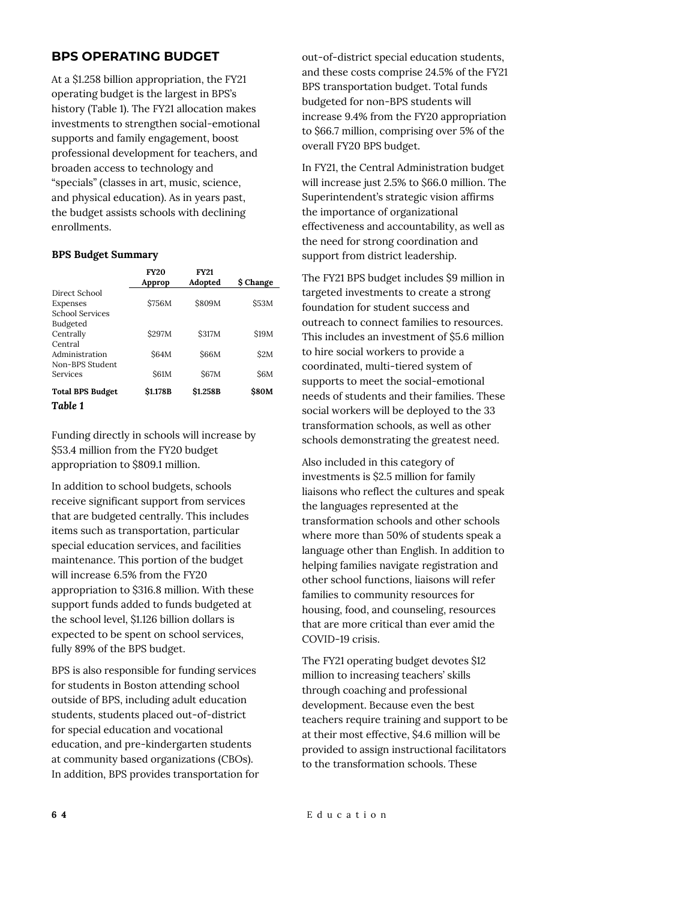## BPS OPERATING BUDGET

At a $1.258 billion appropriation, the FY21 operating budget is the largest in BPS's history (Table 1). The FY21 allocation makes investments to strengthen social-emotional supports and family engagement, boost professional development for teachers, and broaden access to technology and "specials" (classes in art, music, science, and physical education). As in years past, the budget assists schools with declining enrollments.

**BPS Budget Summary**

| | FY20 Approp | FY21 Adopted | $ Change |
|---|---|---|---|
| Direct School Expenses | $756M | $809M | $53M |
| School Services Budgeted Centrally | $297M | $317M | $19M |
| Central Administration | $64M | $66M | $2M |
| Non-BPS Student Services | $61M | $67M | $6M |
| **Total BPS Budget** | **$1.178B** | **$1.258B** | **$80M** |

***Table 1***

Funding directly in schools will increase by $53.4 million from the FY20 budget appropriation to $809.1 million.

In addition to school budgets, schools receive significant support from services that are budgeted centrally. This includes items such as transportation, particular special education services, and facilities maintenance. This portion of the budget will increase 6.5% from the FY20 appropriation to $316.8 million. With these support funds added to funds budgeted at the school level, $1.126 billion dollars is expected to be spent on school services, fully 89% of the BPS budget.

BPS is also responsible for funding services for students in Boston attending school outside of BPS, including adult education students, students placed out-of-district for special education and vocational education, and pre-kindergarten students at community based organizations (CBOs). In addition, BPS provides transportation for out-of-district special education students, and these costs comprise 24.5% of the FY21 BPS transportation budget. Total funds budgeted for non-BPS students will increase 9.4% from the FY20 appropriation to $66.7 million, comprising over 5% of the overall FY20 BPS budget.

In FY21, the Central Administration budget will increase just 2.5% to $66.0 million. The Superintendent's strategic vision affirms the importance of organizational effectiveness and accountability, as well as the need for strong coordination and support from district leadership.

The FY21 BPS budget includes $9 million in targeted investments to create a strong foundation for student success and outreach to connect families to resources. This includes an investment of $5.6 million to hire social workers to provide a coordinated, multi-tiered system of supports to meet the social-emotional needs of students and their families. These social workers will be deployed to the 33 transformation schools, as well as other schools demonstrating the greatest need.

Also included in this category of investments is $2.5 million for family liaisons who reflect the cultures and speak the languages represented at the transformation schools and other schools where more than 50% of students speak a language other than English. In addition to helping families navigate registration and other school functions, liaisons will refer families to community resources for housing, food, and counseling, resources that are more critical than ever amid the COVID-19 crisis.

The FY21 operating budget devotes $12 million to increasing teachers' skills through coaching and professional development. Because even the best teachers require training and support to be at their most effective, $4.6 million will be provided to assign instructional facilitators to the transformation schools. These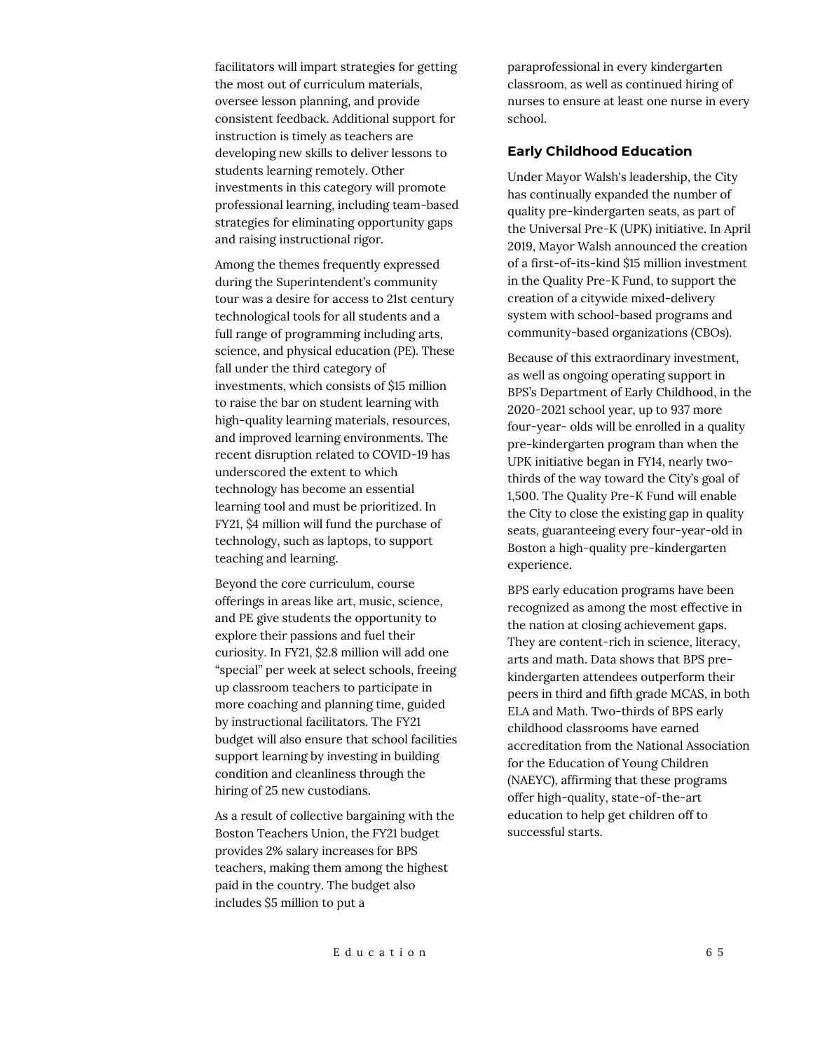facilitators will impart strategies for getting the most out of curriculum materials, oversee lesson planning, and provide consistent feedback. Additional support for instruction is timely as teachers are developing new skills to deliver lessons to students learning remotely. Other investments in this category will promote professional learning, including team-based strategies for eliminating opportunity gaps and raising instructional rigor.

Among the themes frequently expressed during the Superintendent's community tour was a desire for access to 21st century technological tools for all students and a full range of programming including arts, science, and physical education (PE). These fall under the third category of investments, which consists of $15 million to raise the bar on student learning with high-quality learning materials, resources, and improved learning environments. The recent disruption related to COVID-19 has underscored the extent to which technology has become an essential learning tool and must be prioritized. In FY21, $4 million will fund the purchase of technology, such as laptops, to support teaching and learning.

Beyond the core curriculum, course offerings in areas like art, music, science, and PE give students the opportunity to explore their passions and fuel their curiosity. In FY21, $2.8 million will add one "special" per week at select schools, freeing up classroom teachers to participate in more coaching and planning time, guided by instructional facilitators. The FY21 budget will also ensure that school facilities support learning by investing in building condition and cleanliness through the hiring of 25 new custodians.

As a result of collective bargaining with the Boston Teachers Union, the FY21 budget provides 2% salary increases for BPS teachers, making them among the highest paid in the country. The budget also includes $5 million to put a paraprofessional in every kindergarten classroom, as well as continued hiring of nurses to ensure at least one nurse in every school.

### Early Childhood Education

Under Mayor Walsh's leadership, the City has continually expanded the number of quality pre-kindergarten seats, as part of the Universal Pre-K (UPK) initiative. In April 2019, Mayor Walsh announced the creation of a first-of-its-kind $15 million investment in the Quality Pre-K Fund, to support the creation of a citywide mixed-delivery system with school-based programs and community-based organizations (CBOs).

Because of this extraordinary investment, as well as ongoing operating support in BPS's Department of Early Childhood, in the 2020-2021 school year, up to 937 more four-year- olds will be enrolled in a quality pre-kindergarten program than when the UPK initiative began in FY14, nearly two-thirds of the way toward the City's goal of 1,500. The Quality Pre-K Fund will enable the City to close the existing gap in quality seats, guaranteeing every four-year-old in Boston a high-quality pre-kindergarten experience.

BPS early education programs have been recognized as among the most effective in the nation at closing achievement gaps. They are content-rich in science, literacy, arts and math. Data shows that BPS pre-kindergarten attendees outperform their peers in third and fifth grade MCAS, in both ELA and Math. Two-thirds of BPS early childhood classrooms have earned accreditation from the National Association for the Education of Young Children (NAEYC), affirming that these programs offer high-quality, state-of-the-art education to help get children off to successful starts.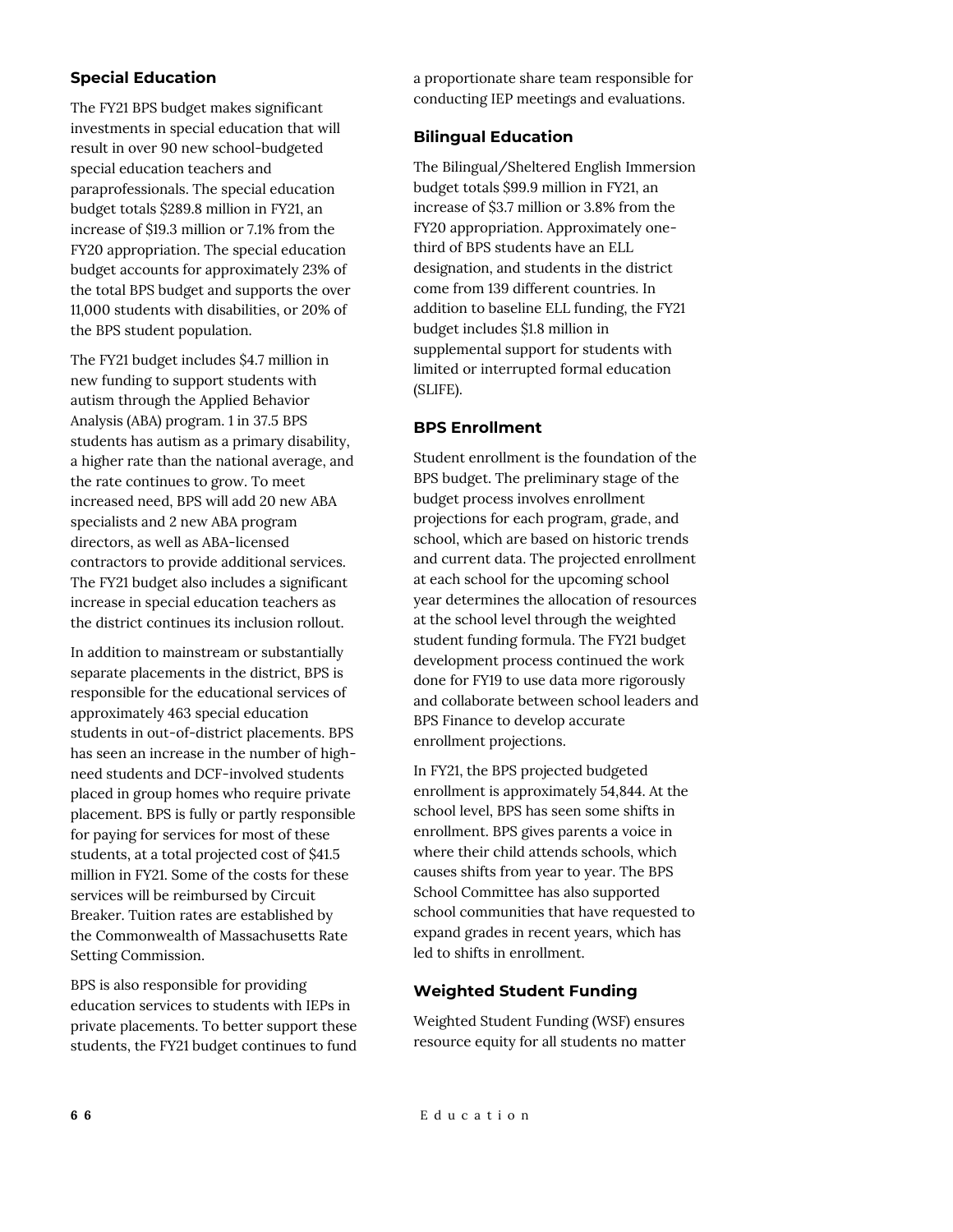### Special Education

The FY21 BPS budget makes significant investments in special education that will result in over 90 new school-budgeted special education teachers and paraprofessionals. The special education budget totals $289.8 million in FY21, an increase of $19.3 million or 7.1% from the FY20 appropriation. The special education budget accounts for approximately 23% of the total BPS budget and supports the over 11,000 students with disabilities, or 20% of the BPS student population.

The FY21 budget includes $4.7 million in new funding to support students with autism through the Applied Behavior Analysis (ABA) program. 1 in 37.5 BPS students has autism as a primary disability, a higher rate than the national average, and the rate continues to grow. To meet increased need, BPS will add 20 new ABA specialists and 2 new ABA program directors, as well as ABA-licensed contractors to provide additional services. The FY21 budget also includes a significant increase in special education teachers as the district continues its inclusion rollout.

In addition to mainstream or substantially separate placements in the district, BPS is responsible for the educational services of approximately 463 special education students in out-of-district placements. BPS has seen an increase in the number of high-need students and DCF-involved students placed in group homes who require private placement. BPS is fully or partly responsible for paying for services for most of these students, at a total projected cost of $41.5 million in FY21. Some of the costs for these services will be reimbursed by Circuit Breaker. Tuition rates are established by the Commonwealth of Massachusetts Rate Setting Commission.

BPS is also responsible for providing education services to students with IEPs in private placements. To better support these students, the FY21 budget continues to fund a proportionate share team responsible for conducting IEP meetings and evaluations.

### Bilingual Education

The Bilingual/Sheltered English Immersion budget totals $99.9 million in FY21, an increase of $3.7 million or 3.8% from the FY20 appropriation. Approximately one-third of BPS students have an ELL designation, and students in the district come from 139 different countries. In addition to baseline ELL funding, the FY21 budget includes $1.8 million in supplemental support for students with limited or interrupted formal education (SLIFE).

### BPS Enrollment

Student enrollment is the foundation of the BPS budget. The preliminary stage of the budget process involves enrollment projections for each program, grade, and school, which are based on historic trends and current data. The projected enrollment at each school for the upcoming school year determines the allocation of resources at the school level through the weighted student funding formula. The FY21 budget development process continued the work done for FY19 to use data more rigorously and collaborate between school leaders and BPS Finance to develop accurate enrollment projections.

In FY21, the BPS projected budgeted enrollment is approximately 54,844. At the school level, BPS has seen some shifts in enrollment. BPS gives parents a voice in where their child attends schools, which causes shifts from year to year. The BPS School Committee has also supported school communities that have requested to expand grades in recent years, which has led to shifts in enrollment.

### Weighted Student Funding

Weighted Student Funding (WSF) ensures resource equity for all students no matter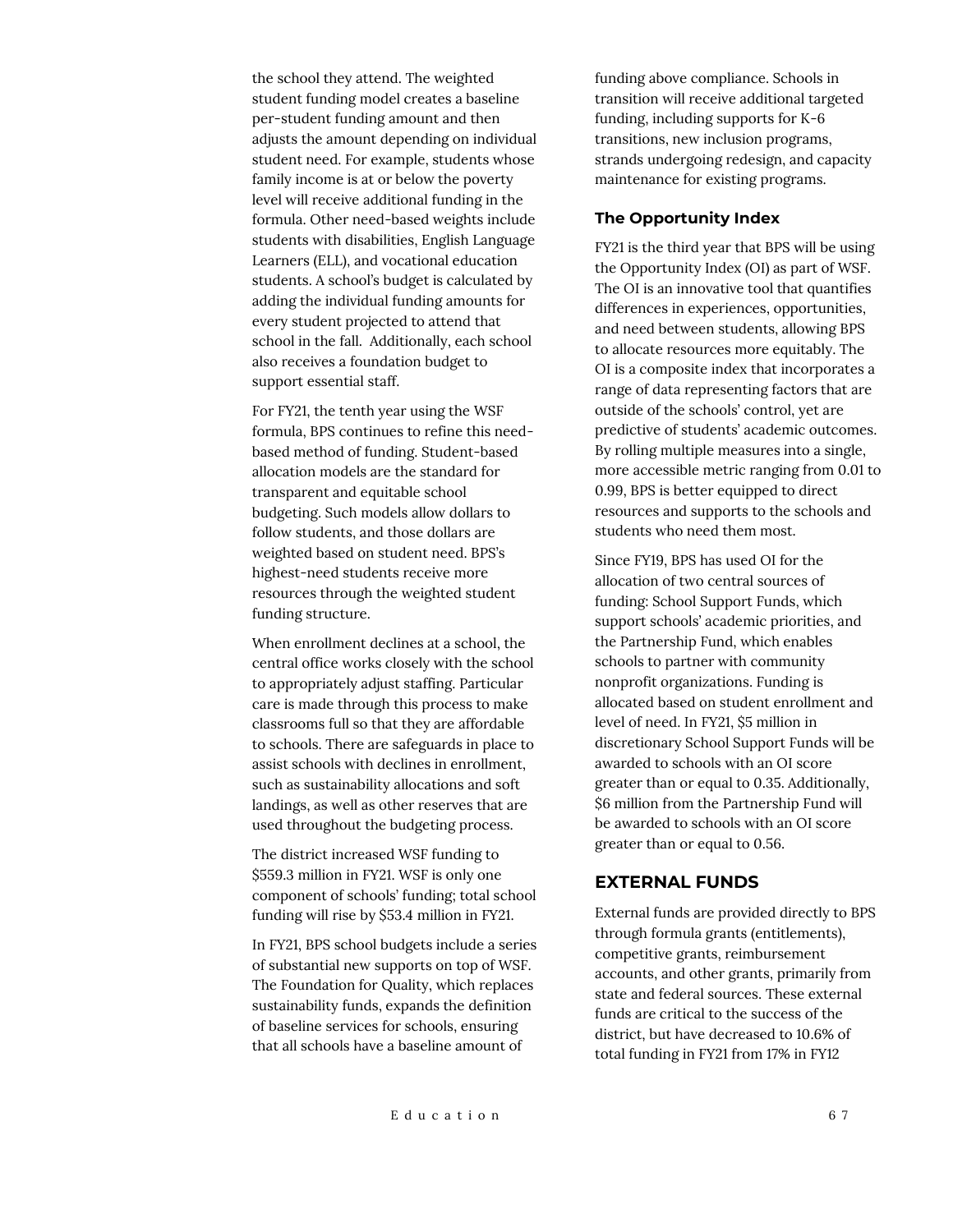the school they attend. The weighted student funding model creates a baseline per-student funding amount and then adjusts the amount depending on individual student need. For example, students whose family income is at or below the poverty level will receive additional funding in the formula. Other need-based weights include students with disabilities, English Language Learners (ELL), and vocational education students. A school's budget is calculated by adding the individual funding amounts for every student projected to attend that school in the fall. Additionally, each school also receives a foundation budget to support essential staff.

For FY21, the tenth year using the WSF formula, BPS continues to refine this need-based method of funding. Student-based allocation models are the standard for transparent and equitable school budgeting. Such models allow dollars to follow students, and those dollars are weighted based on student need. BPS's highest-need students receive more resources through the weighted student funding structure.

When enrollment declines at a school, the central office works closely with the school to appropriately adjust staffing. Particular care is made through this process to make classrooms full so that they are affordable to schools. There are safeguards in place to assist schools with declines in enrollment, such as sustainability allocations and soft landings, as well as other reserves that are used throughout the budgeting process.

The district increased WSF funding to $559.3 million in FY21. WSF is only one component of schools' funding; total school funding will rise by $53.4 million in FY21.

In FY21, BPS school budgets include a series of substantial new supports on top of WSF. The Foundation for Quality, which replaces sustainability funds, expands the definition of baseline services for schools, ensuring that all schools have a baseline amount of funding above compliance. Schools in transition will receive additional targeted funding, including supports for K-6 transitions, new inclusion programs, strands undergoing redesign, and capacity maintenance for existing programs.

### The Opportunity Index

FY21 is the third year that BPS will be using the Opportunity Index (OI) as part of WSF. The OI is an innovative tool that quantifies differences in experiences, opportunities, and need between students, allowing BPS to allocate resources more equitably. The OI is a composite index that incorporates a range of data representing factors that are outside of the schools' control, yet are predictive of students' academic outcomes. By rolling multiple measures into a single, more accessible metric ranging from 0.01 to 0.99, BPS is better equipped to direct resources and supports to the schools and students who need them most.

Since FY19, BPS has used OI for the allocation of two central sources of funding: School Support Funds, which support schools' academic priorities, and the Partnership Fund, which enables schools to partner with community nonprofit organizations. Funding is allocated based on student enrollment and level of need. In FY21, $5 million in discretionary School Support Funds will be awarded to schools with an OI score greater than or equal to 0.35. Additionally, $6 million from the Partnership Fund will be awarded to schools with an OI score greater than or equal to 0.56.

## EXTERNAL FUNDS

External funds are provided directly to BPS through formula grants (entitlements), competitive grants, reimbursement accounts, and other grants, primarily from state and federal sources. These external funds are critical to the success of the district, but have decreased to 10.6% of total funding in FY21 from 17% in FY12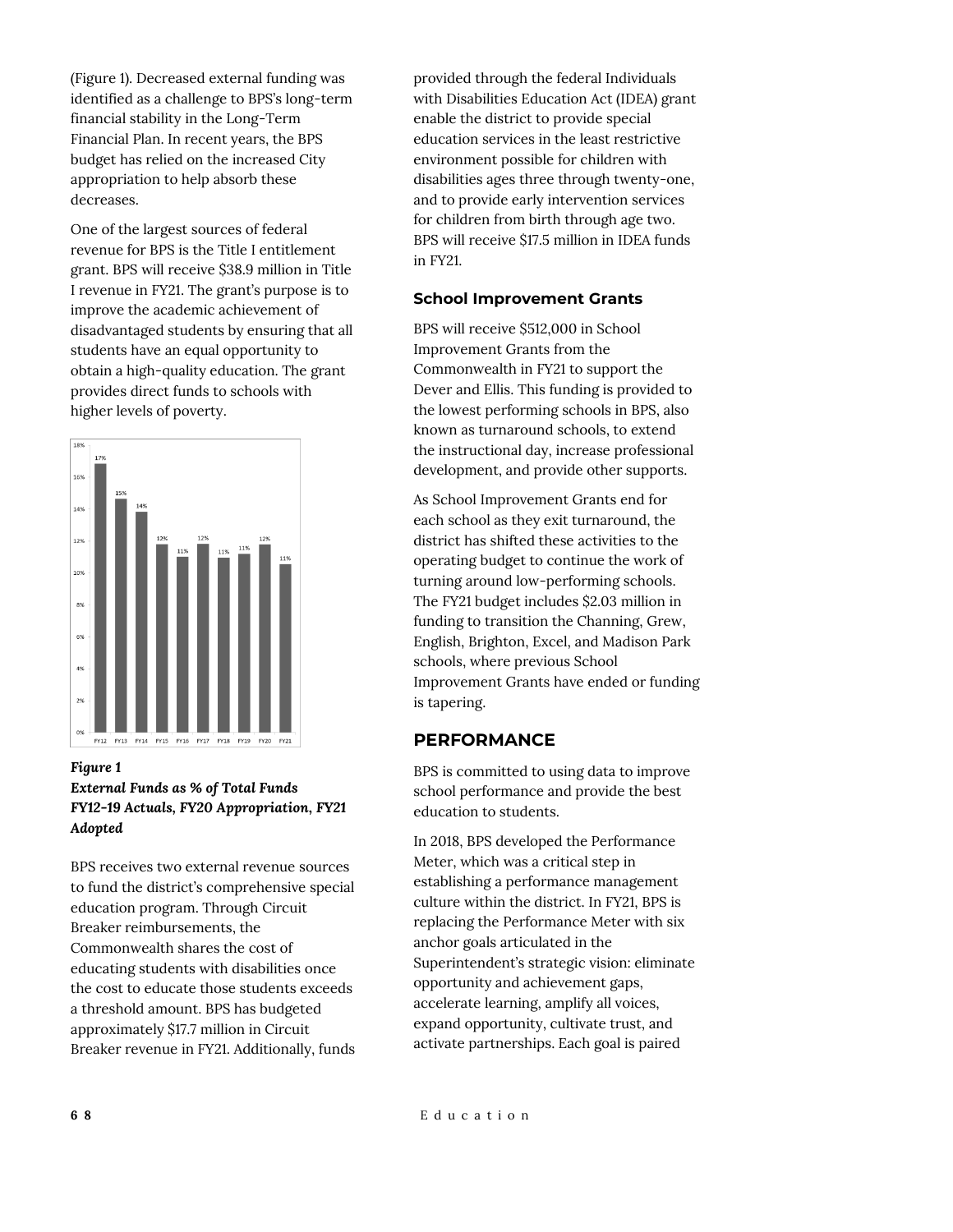(Figure 1). Decreased external funding was identified as a challenge to BPS's long-term financial stability in the Long-Term Financial Plan. In recent years, the BPS budget has relied on the increased City appropriation to help absorb these decreases.

One of the largest sources of federal revenue for BPS is the Title I entitlement grant. BPS will receive $38.9 million in Title I revenue in FY21. The grant's purpose is to improve the academic achievement of disadvantaged students by ensuring that all students have an equal opportunity to obtain a high-quality education. The grant provides direct funds to schools with higher levels of poverty.

***Figure 1***
***External Funds as % of Total Funds FY12-19 Actuals, FY20 Appropriation, FY21 Adopted***

BPS receives two external revenue sources to fund the district's comprehensive special education program. Through Circuit Breaker reimbursements, the Commonwealth shares the cost of educating students with disabilities once the cost to educate those students exceeds a threshold amount. BPS has budgeted approximately $17.7 million in Circuit Breaker revenue in FY21. Additionally, funds provided through the federal Individuals with Disabilities Education Act (IDEA) grant enable the district to provide special education services in the least restrictive environment possible for children with disabilities ages three through twenty-one, and to provide early intervention services for children from birth through age two. BPS will receive $17.5 million in IDEA funds in FY21.

### School Improvement Grants

BPS will receive $512,000 in School Improvement Grants from the Commonwealth in FY21 to support the Dever and Ellis. This funding is provided to the lowest performing schools in BPS, also known as turnaround schools, to extend the instructional day, increase professional development, and provide other supports.

As School Improvement Grants end for each school as they exit turnaround, the district has shifted these activities to the operating budget to continue the work of turning around low-performing schools. The FY21 budget includes $2.03 million in funding to transition the Channing, Grew, English, Brighton, Excel, and Madison Park schools, where previous School Improvement Grants have ended or funding is tapering.

## PERFORMANCE

BPS is committed to using data to improve school performance and provide the best education to students.

In 2018, BPS developed the Performance Meter, which was a critical step in establishing a performance management culture within the district. In FY21, BPS is replacing the Performance Meter with six anchor goals articulated in the Superintendent's strategic vision: eliminate opportunity and achievement gaps, accelerate learning, amplify all voices, expand opportunity, cultivate trust, and activate partnerships. Each goal is paired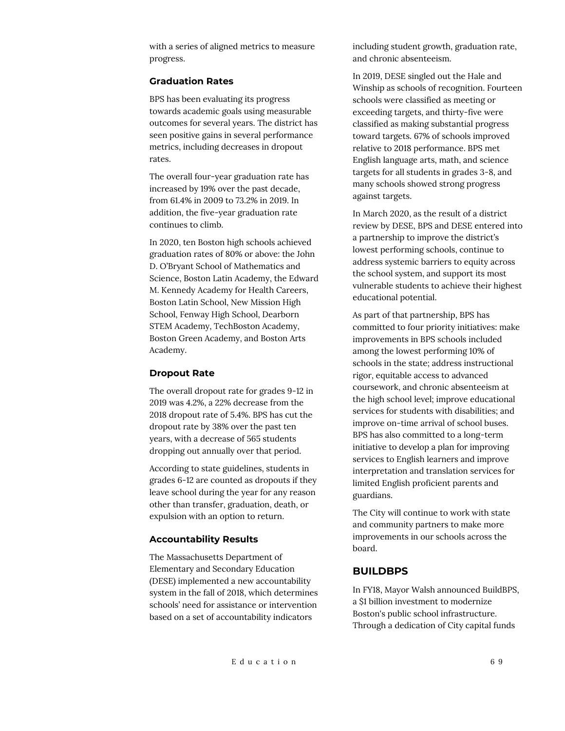with a series of aligned metrics to measure progress.

### Graduation Rates

BPS has been evaluating its progress towards academic goals using measurable outcomes for several years. The district has seen positive gains in several performance metrics, including decreases in dropout rates.

The overall four-year graduation rate has increased by 19% over the past decade, from 61.4% in 2009 to 73.2% in 2019. In addition, the five-year graduation rate continues to climb.

In 2020, ten Boston high schools achieved graduation rates of 80% or above: the John D. O'Bryant School of Mathematics and Science, Boston Latin Academy, the Edward M. Kennedy Academy for Health Careers, Boston Latin School, New Mission High School, Fenway High School, Dearborn STEM Academy, TechBoston Academy, Boston Green Academy, and Boston Arts Academy.

### Dropout Rate

The overall dropout rate for grades 9-12 in 2019 was 4.2%, a 22% decrease from the 2018 dropout rate of 5.4%. BPS has cut the dropout rate by 38% over the past ten years, with a decrease of 565 students dropping out annually over that period.

According to state guidelines, students in grades 6-12 are counted as dropouts if they leave school during the year for any reason other than transfer, graduation, death, or expulsion with an option to return.

### Accountability Results

The Massachusetts Department of Elementary and Secondary Education (DESE) implemented a new accountability system in the fall of 2018, which determines schools' need for assistance or intervention based on a set of accountability indicators including student growth, graduation rate, and chronic absenteeism.

In 2019, DESE singled out the Hale and Winship as schools of recognition. Fourteen schools were classified as meeting or exceeding targets, and thirty-five were classified as making substantial progress toward targets. 67% of schools improved relative to 2018 performance. BPS met English language arts, math, and science targets for all students in grades 3-8, and many schools showed strong progress against targets.

In March 2020, as the result of a district review by DESE, BPS and DESE entered into a partnership to improve the district's lowest performing schools, continue to address systemic barriers to equity across the school system, and support its most vulnerable students to achieve their highest educational potential.

As part of that partnership, BPS has committed to four priority initiatives: make improvements in BPS schools included among the lowest performing 10% of schools in the state; address instructional rigor, equitable access to advanced coursework, and chronic absenteeism at the high school level; improve educational services for students with disabilities; and improve on-time arrival of school buses. BPS has also committed to a long-term initiative to develop a plan for improving services to English learners and improve interpretation and translation services for limited English proficient parents and guardians.

The City will continue to work with state and community partners to make more improvements in our schools across the board.

## BUILDBPS

In FY18, Mayor Walsh announced BuildBPS, a $1 billion investment to modernize Boston's public school infrastructure. Through a dedication of City capital funds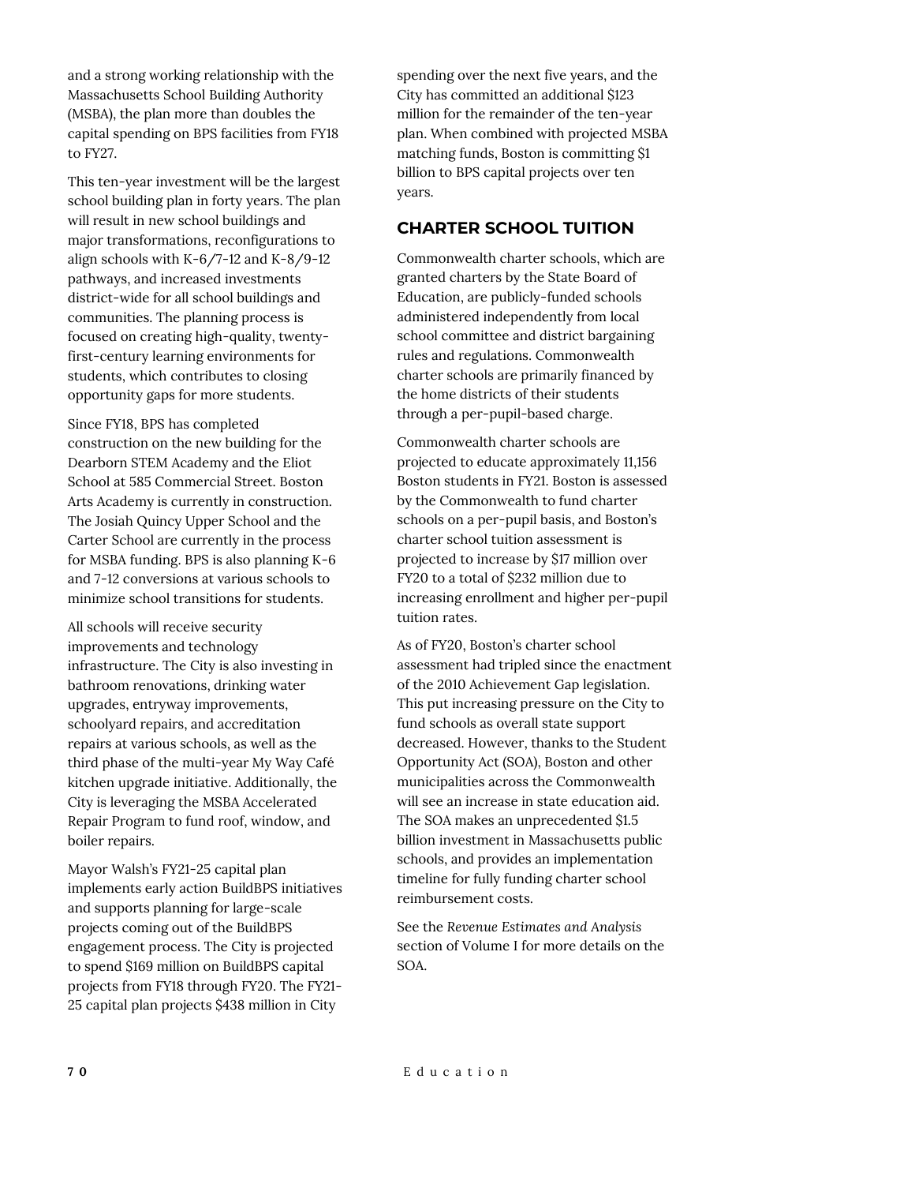and a strong working relationship with the Massachusetts School Building Authority (MSBA), the plan more than doubles the capital spending on BPS facilities from FY18 to FY27.

This ten-year investment will be the largest school building plan in forty years. The plan will result in new school buildings and major transformations, reconfigurations to align schools with K-6/7-12 and K-8/9-12 pathways, and increased investments district-wide for all school buildings and communities. The planning process is focused on creating high-quality, twenty-first-century learning environments for students, which contributes to closing opportunity gaps for more students.

Since FY18, BPS has completed construction on the new building for the Dearborn STEM Academy and the Eliot School at 585 Commercial Street. Boston Arts Academy is currently in construction. The Josiah Quincy Upper School and the Carter School are currently in the process for MSBA funding. BPS is also planning K-6 and 7-12 conversions at various schools to minimize school transitions for students.

All schools will receive security improvements and technology infrastructure. The City is also investing in bathroom renovations, drinking water upgrades, entryway improvements, schoolyard repairs, and accreditation repairs at various schools, as well as the third phase of the multi-year My Way Café kitchen upgrade initiative. Additionally, the City is leveraging the MSBA Accelerated Repair Program to fund roof, window, and boiler repairs.

Mayor Walsh's FY21-25 capital plan implements early action BuildBPS initiatives and supports planning for large-scale projects coming out of the BuildBPS engagement process. The City is projected to spend $169 million on BuildBPS capital projects from FY18 through FY20. The FY21-25 capital plan projects $438 million in City spending over the next five years, and the City has committed an additional $123 million for the remainder of the ten-year plan. When combined with projected MSBA matching funds, Boston is committing $1 billion to BPS capital projects over ten years.

## CHARTER SCHOOL TUITION

Commonwealth charter schools, which are granted charters by the State Board of Education, are publicly-funded schools administered independently from local school committee and district bargaining rules and regulations. Commonwealth charter schools are primarily financed by the home districts of their students through a per-pupil-based charge.

Commonwealth charter schools are projected to educate approximately 11,156 Boston students in FY21. Boston is assessed by the Commonwealth to fund charter schools on a per-pupil basis, and Boston's charter school tuition assessment is projected to increase by $17 million over FY20 to a total of $232 million due to increasing enrollment and higher per-pupil tuition rates.

As of FY20, Boston's charter school assessment had tripled since the enactment of the 2010 Achievement Gap legislation. This put increasing pressure on the City to fund schools as overall state support decreased. However, thanks to the Student Opportunity Act (SOA), Boston and other municipalities across the Commonwealth will see an increase in state education aid. The SOA makes an unprecedented $1.5 billion investment in Massachusetts public schools, and provides an implementation timeline for fully funding charter school reimbursement costs.

See the *Revenue Estimates and Analysis* section of Volume I for more details on the SOA.